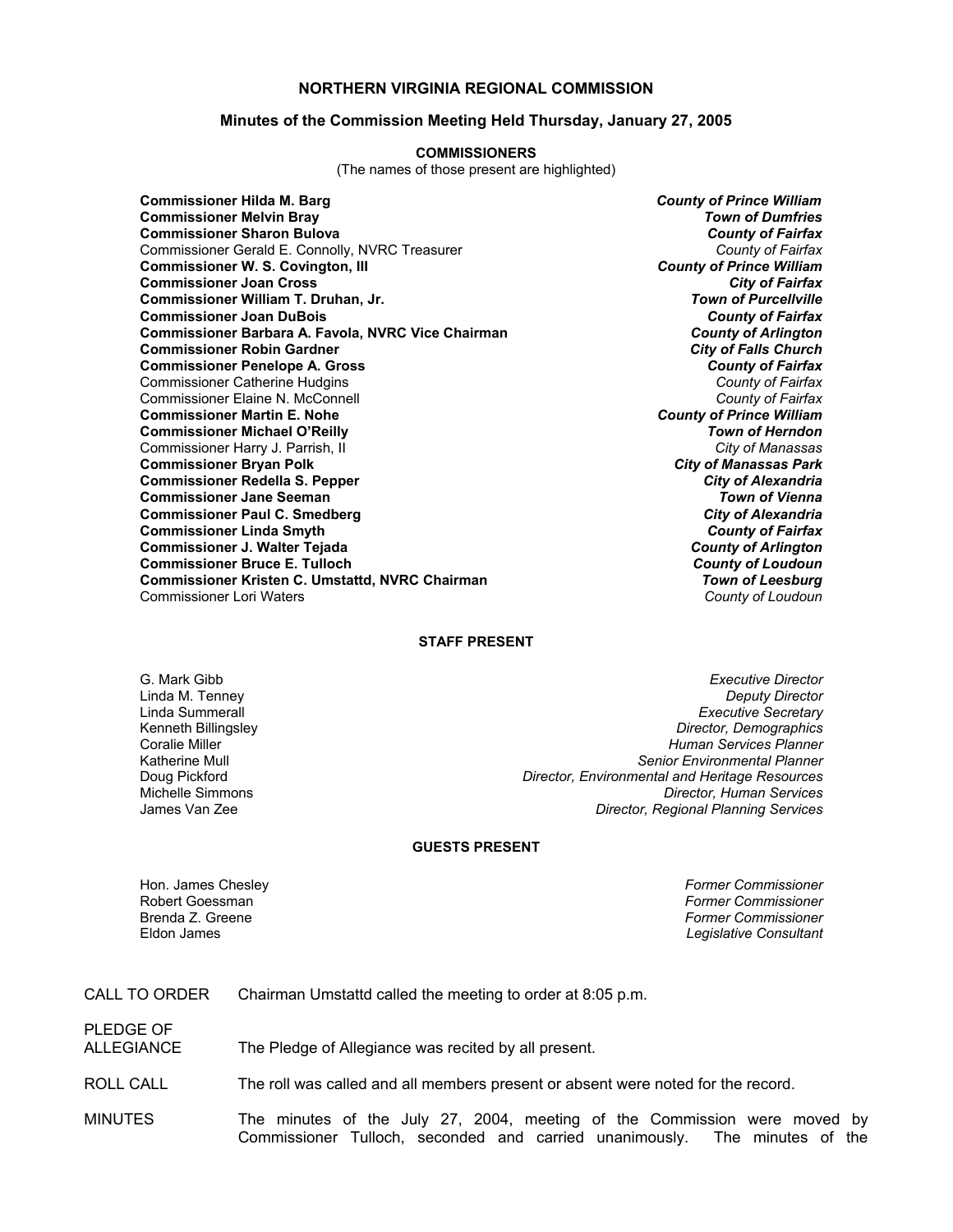# NORTHERN VIRGINIA REGIONAL COMMISSION

## Minutes of the Commission Meeting Held Thursday, January 27, 2005

### COMMISSIONERS

(The names of those present are highlighted)

| | |
|---|---|
| **Commissioner Hilda M. Barg** | ***County of Prince William*** |
| **Commissioner Melvin Bray** | ***Town of Dumfries*** |
| **Commissioner Sharon Bulova** | ***County of Fairfax*** |
| Commissioner Gerald E. Connolly, NVRC Treasurer | *County of Fairfax* |
| **Commissioner W. S. Covington, III** | ***County of Prince William*** |
| **Commissioner Joan Cross** | ***City of Fairfax*** |
| **Commissioner William T. Druhan, Jr.** | ***Town of Purcellville*** |
| **Commissioner Joan DuBois** | ***County of Fairfax*** |
| **Commissioner Barbara A. Favola, NVRC Vice Chairman** | ***County of Arlington*** |
| **Commissioner Robin Gardner** | ***City of Falls Church*** |
| **Commissioner Penelope A. Gross** | ***County of Fairfax*** |
| Commissioner Catherine Hudgins | *County of Fairfax* |
| Commissioner Elaine N. McConnell | *County of Fairfax* |
| **Commissioner Martin E. Nohe** | ***County of Prince William*** |
| **Commissioner Michael O'Reilly** | ***Town of Herndon*** |
| Commissioner Harry J. Parrish, II | *City of Manassas* |
| **Commissioner Bryan Polk** | ***City of Manassas Park*** |
| **Commissioner Redella S. Pepper** | ***City of Alexandria*** |
| **Commissioner Jane Seeman** | ***Town of Vienna*** |
| **Commissioner Paul C. Smedberg** | ***City of Alexandria*** |
| **Commissioner Linda Smyth** | ***County of Fairfax*** |
| **Commissioner J. Walter Tejada** | ***County of Arlington*** |
| **Commissioner Bruce E. Tulloch** | ***County of Loudoun*** |
| **Commissioner Kristen C. Umstattd, NVRC Chairman** | ***Town of Leesburg*** |
| Commissioner Lori Waters | *County of Loudoun* |

### STAFF PRESENT

| | |
|---|---|
| G. Mark Gibb | *Executive Director* |
| Linda M. Tenney | *Deputy Director* |
| Linda Summerall | *Executive Secretary* |
| Kenneth Billingsley | *Director, Demographics* |
| Coralie Miller | *Human Services Planner* |
| Katherine Mull | *Senior Environmental Planner* |
| Doug Pickford | *Director, Environmental and Heritage Resources* |
| Michelle Simmons | *Director, Human Services* |
| James Van Zee | *Director, Regional Planning Services* |

### GUESTS PRESENT

| | |
|---|---|
| Hon. James Chesley | *Former Commissioner* |
| Robert Goessman | *Former Commissioner* |
| Brenda Z. Greene | *Former Commissioner* |
| Eldon James | *Legislative Consultant* |

CALL TO ORDER — Chairman Umstattd called the meeting to order at 8:05 p.m.

PLEDGE OF ALLEGIANCE — The Pledge of Allegiance was recited by all present.

ROLL CALL — The roll was called and all members present or absent were noted for the record.

MINUTES — The minutes of the July 27, 2004, meeting of the Commission were moved by Commissioner Tulloch, seconded and carried unanimously. The minutes of the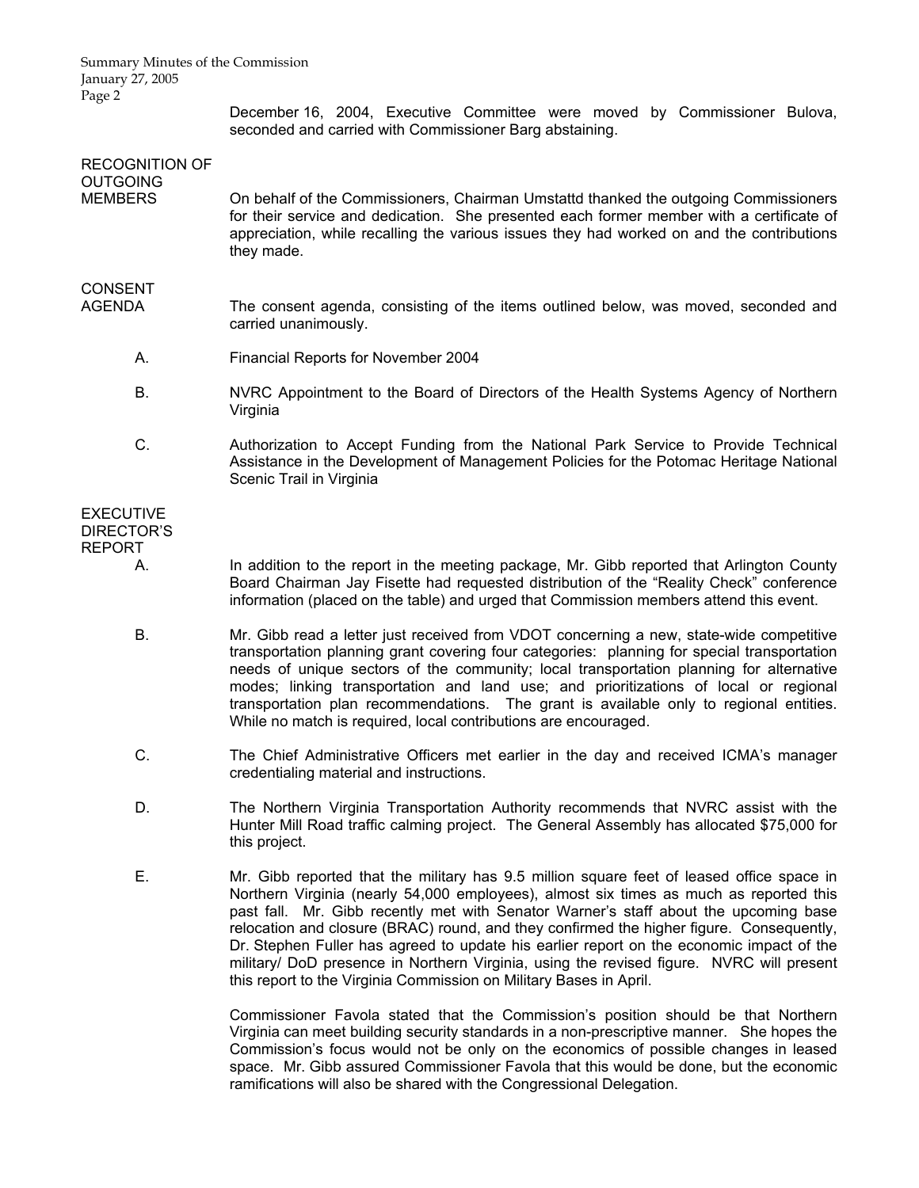December 16, 2004, Executive Committee were moved by Commissioner Bulova, seconded and carried with Commissioner Barg abstaining.

**RECOGNITION OF OUTGOING MEMBERS**

On behalf of the Commissioners, Chairman Umstattd thanked the outgoing Commissioners for their service and dedication. She presented each former member with a certificate of appreciation, while recalling the various issues they had worked on and the contributions they made.

**CONSENT AGENDA**

The consent agenda, consisting of the items outlined below, was moved, seconded and carried unanimously.

A. Financial Reports for November 2004

B. NVRC Appointment to the Board of Directors of the Health Systems Agency of Northern Virginia

C. Authorization to Accept Funding from the National Park Service to Provide Technical Assistance in the Development of Management Policies for the Potomac Heritage National Scenic Trail in Virginia

**EXECUTIVE DIRECTOR'S REPORT**

A. In addition to the report in the meeting package, Mr. Gibb reported that Arlington County Board Chairman Jay Fisette had requested distribution of the "Reality Check" conference information (placed on the table) and urged that Commission members attend this event.

B. Mr. Gibb read a letter just received from VDOT concerning a new, state-wide competitive transportation planning grant covering four categories: planning for special transportation needs of unique sectors of the community; local transportation planning for alternative modes; linking transportation and land use; and prioritizations of local or regional transportation plan recommendations. The grant is available only to regional entities. While no match is required, local contributions are encouraged.

C. The Chief Administrative Officers met earlier in the day and received ICMA's manager credentialing material and instructions.

D. The Northern Virginia Transportation Authority recommends that NVRC assist with the Hunter Mill Road traffic calming project. The General Assembly has allocated $75,000 for this project.

E. Mr. Gibb reported that the military has 9.5 million square feet of leased office space in Northern Virginia (nearly 54,000 employees), almost six times as much as reported this past fall. Mr. Gibb recently met with Senator Warner's staff about the upcoming base relocation and closure (BRAC) round, and they confirmed the higher figure. Consequently, Dr. Stephen Fuller has agreed to update his earlier report on the economic impact of the military/ DoD presence in Northern Virginia, using the revised figure. NVRC will present this report to the Virginia Commission on Military Bases in April.

Commissioner Favola stated that the Commission's position should be that Northern Virginia can meet building security standards in a non-prescriptive manner. She hopes the Commission's focus would not be only on the economics of possible changes in leased space. Mr. Gibb assured Commissioner Favola that this would be done, but the economic ramifications will also be shared with the Congressional Delegation.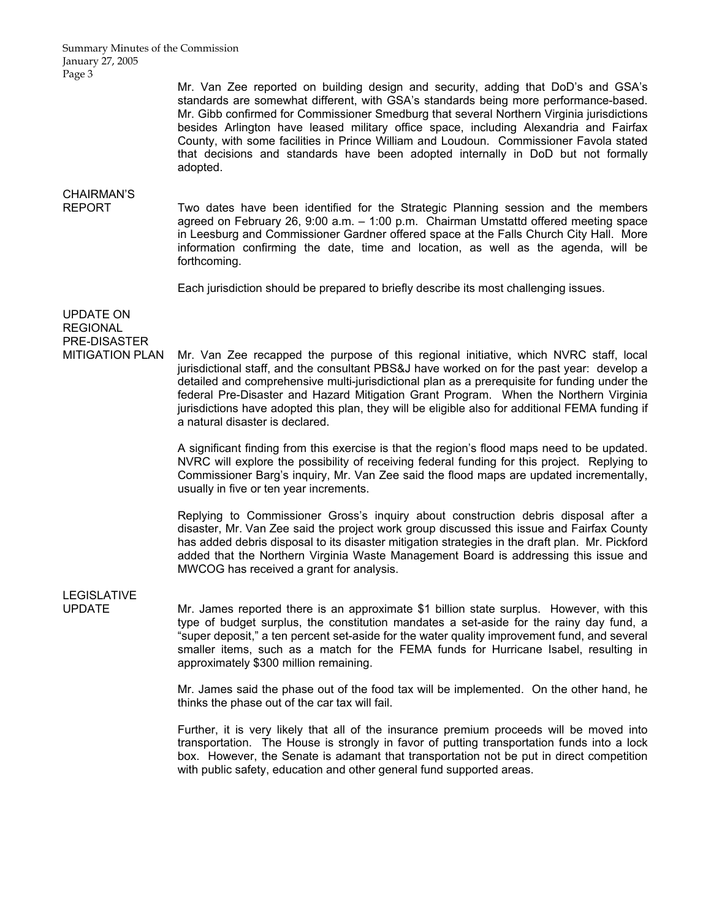Mr. Van Zee reported on building design and security, adding that DoD's and GSA's standards are somewhat different, with GSA's standards being more performance-based. Mr. Gibb confirmed for Commissioner Smedburg that several Northern Virginia jurisdictions besides Arlington have leased military office space, including Alexandria and Fairfax County, with some facilities in Prince William and Loudoun. Commissioner Favola stated that decisions and standards have been adopted internally in DoD but not formally adopted.

**CHAIRMAN'S REPORT**

Two dates have been identified for the Strategic Planning session and the members agreed on February 26, 9:00 a.m. – 1:00 p.m. Chairman Umstattd offered meeting space in Leesburg and Commissioner Gardner offered space at the Falls Church City Hall. More information confirming the date, time and location, as well as the agenda, will be forthcoming.

Each jurisdiction should be prepared to briefly describe its most challenging issues.

**UPDATE ON REGIONAL PRE-DISASTER MITIGATION PLAN**

Mr. Van Zee recapped the purpose of this regional initiative, which NVRC staff, local jurisdictional staff, and the consultant PBS&J have worked on for the past year: develop a detailed and comprehensive multi-jurisdictional plan as a prerequisite for funding under the federal Pre-Disaster and Hazard Mitigation Grant Program. When the Northern Virginia jurisdictions have adopted this plan, they will be eligible also for additional FEMA funding if a natural disaster is declared.

A significant finding from this exercise is that the region's flood maps need to be updated. NVRC will explore the possibility of receiving federal funding for this project. Replying to Commissioner Barg's inquiry, Mr. Van Zee said the flood maps are updated incrementally, usually in five or ten year increments.

Replying to Commissioner Gross's inquiry about construction debris disposal after a disaster, Mr. Van Zee said the project work group discussed this issue and Fairfax County has added debris disposal to its disaster mitigation strategies in the draft plan. Mr. Pickford added that the Northern Virginia Waste Management Board is addressing this issue and MWCOG has received a grant for analysis.

**LEGISLATIVE UPDATE**

Mr. James reported there is an approximate $1 billion state surplus. However, with this type of budget surplus, the constitution mandates a set-aside for the rainy day fund, a "super deposit," a ten percent set-aside for the water quality improvement fund, and several smaller items, such as a match for the FEMA funds for Hurricane Isabel, resulting in approximately $300 million remaining.

Mr. James said the phase out of the food tax will be implemented. On the other hand, he thinks the phase out of the car tax will fail.

Further, it is very likely that all of the insurance premium proceeds will be moved into transportation. The House is strongly in favor of putting transportation funds into a lock box. However, the Senate is adamant that transportation not be put in direct competition with public safety, education and other general fund supported areas.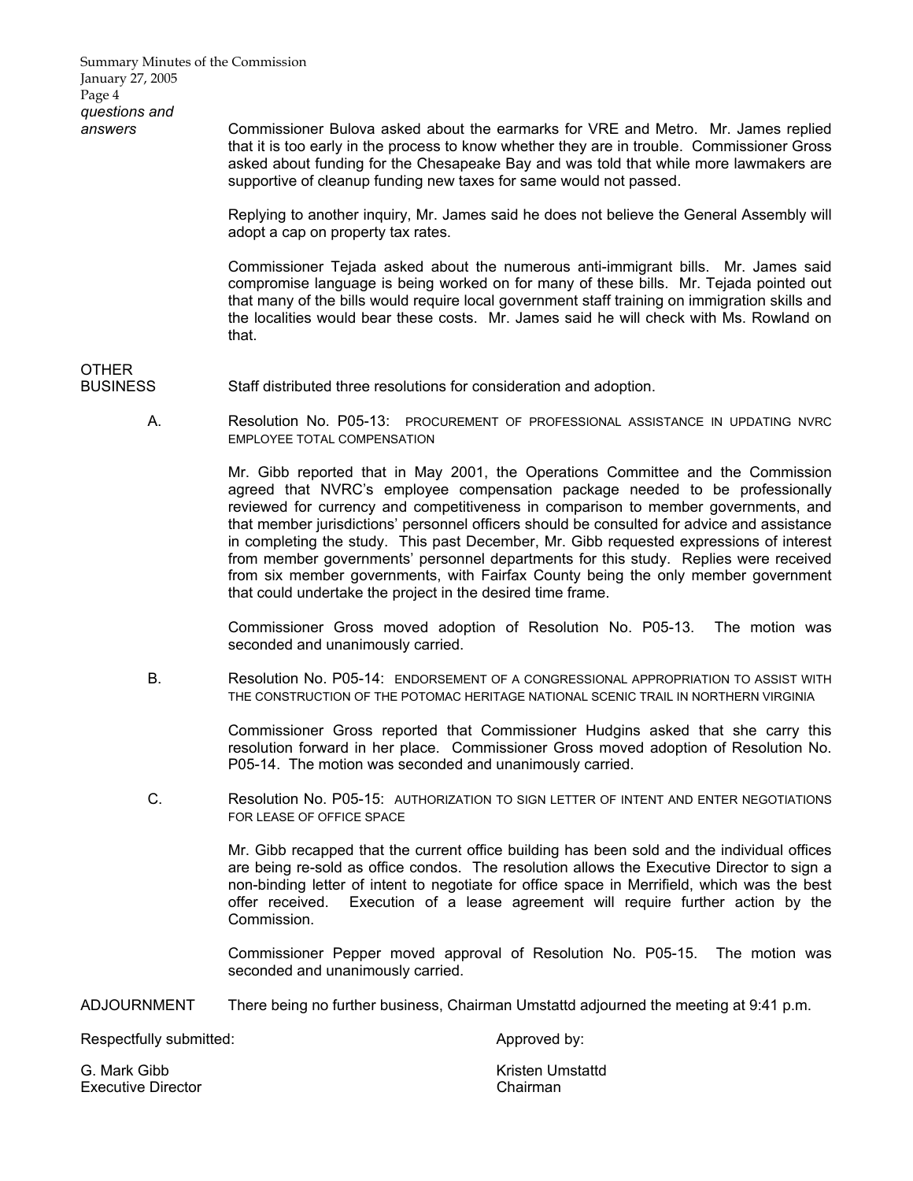*questions and answers*

Commissioner Bulova asked about the earmarks for VRE and Metro. Mr. James replied that it is too early in the process to know whether they are in trouble. Commissioner Gross asked about funding for the Chesapeake Bay and was told that while more lawmakers are supportive of cleanup funding new taxes for same would not passed.

Replying to another inquiry, Mr. James said he does not believe the General Assembly will adopt a cap on property tax rates.

Commissioner Tejada asked about the numerous anti-immigrant bills. Mr. James said compromise language is being worked on for many of these bills. Mr. Tejada pointed out that many of the bills would require local government staff training on immigration skills and the localities would bear these costs. Mr. James said he will check with Ms. Rowland on that.

OTHER BUSINESS

Staff distributed three resolutions for consideration and adoption.

A. Resolution No. P05-13: PROCUREMENT OF PROFESSIONAL ASSISTANCE IN UPDATING NVRC EMPLOYEE TOTAL COMPENSATION

Mr. Gibb reported that in May 2001, the Operations Committee and the Commission agreed that NVRC's employee compensation package needed to be professionally reviewed for currency and competitiveness in comparison to member governments, and that member jurisdictions' personnel officers should be consulted for advice and assistance in completing the study. This past December, Mr. Gibb requested expressions of interest from member governments' personnel departments for this study. Replies were received from six member governments, with Fairfax County being the only member government that could undertake the project in the desired time frame.

Commissioner Gross moved adoption of Resolution No. P05-13. The motion was seconded and unanimously carried.

B. Resolution No. P05-14: ENDORSEMENT OF A CONGRESSIONAL APPROPRIATION TO ASSIST WITH THE CONSTRUCTION OF THE POTOMAC HERITAGE NATIONAL SCENIC TRAIL IN NORTHERN VIRGINIA

Commissioner Gross reported that Commissioner Hudgins asked that she carry this resolution forward in her place. Commissioner Gross moved adoption of Resolution No. P05-14. The motion was seconded and unanimously carried.

C. Resolution No. P05-15: AUTHORIZATION TO SIGN LETTER OF INTENT AND ENTER NEGOTIATIONS FOR LEASE OF OFFICE SPACE

Mr. Gibb recapped that the current office building has been sold and the individual offices are being re-sold as office condos. The resolution allows the Executive Director to sign a non-binding letter of intent to negotiate for office space in Merrifield, which was the best offer received. Execution of a lease agreement will require further action by the Commission.

Commissioner Pepper moved approval of Resolution No. P05-15. The motion was seconded and unanimously carried.

ADJOURNMENT

There being no further business, Chairman Umstattd adjourned the meeting at 9:41 p.m.

Respectfully submitted:

G. Mark Gibb
Executive Director

Approved by:

Kristen Umstattd
Chairman